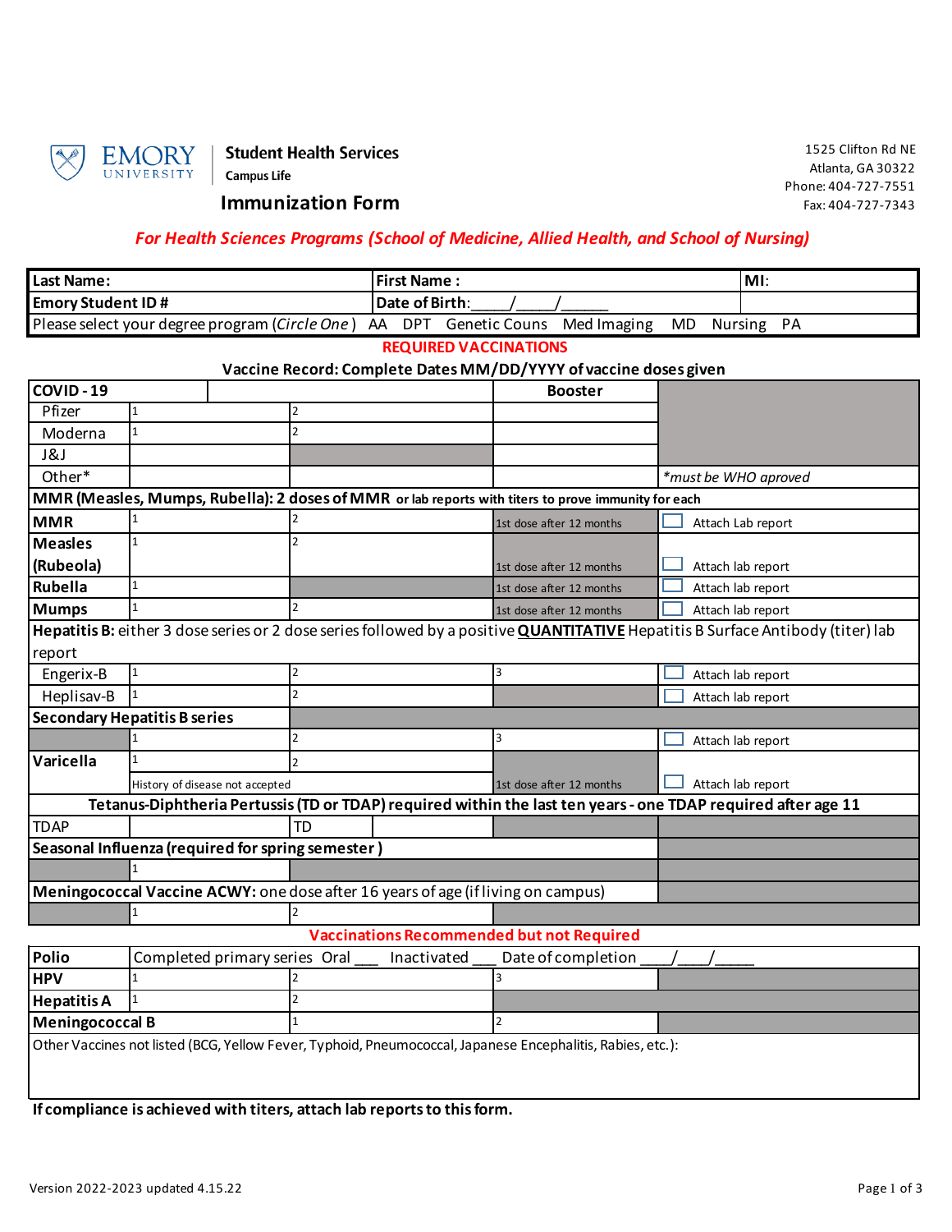**EMORY UNIVERSITY** | **Student Health Services**
**Campus Life**

1525 Clifton Rd NE
Atlanta, GA 30322
Phone: 404-727-7551
Fax: 404-727-7343

# Immunization Form

*For Health Sciences Programs (School of Medicine, Allied Health, and School of Nursing)*

| Last Name: | First Name : | MI: |
|---|---|---|
| Emory Student ID # | Date of Birth:____/____/______ | |
| Please select your degree program (*Circle One*) AA DPT Genetic Couns Med Imaging MD Nursing PA | | |

## REQUIRED VACCINATIONS

**Vaccine Record: Complete Dates MM/DD/YYYY of vaccine doses given**

| **COVID - 19** | | | **Booster** | |
|---|---|---|---|---|
| Pfizer | 1 | 2 | | |
| Moderna | 1 | 2 | | |
| J&J | | | | |
| Other* | | | | *\*must be WHO aproved* |
| **MMR (Measles, Mumps, Rubella): 2 doses of MMR** or lab reports with titers to prove immunity for each | | | | |
| **MMR** | 1 | 2 | 1st dose after 12 months | ☐ Attach Lab report |
| **Measles (Rubeola)** | 1 | 2 | 1st dose after 12 months | ☐ Attach lab report |
| **Rubella** | 1 | | 1st dose after 12 months | ☐ Attach lab report |
| **Mumps** | 1 | 2 | 1st dose after 12 months | ☐ Attach lab report |
| **Hepatitis B:** either 3 dose series or 2 dose series followed by a positive **QUANTITATIVE** Hepatitis B Surface Antibody (titer) lab report | | | | |
| Engerix-B | 1 | 2 | 3 | ☐ Attach lab report |
| Heplisav-B | 1 | 2 | | ☐ Attach lab report |
| **Secondary Hepatitis B series** | | | | |
| | 1 | 2 | 3 | ☐ Attach lab report |
| **Varicella** | 1 | 2 | | |
| | History of disease not accepted | | 1st dose after 12 months | ☐ Attach lab report |
| **Tetanus-Diphtheria Pertussis (TD or TDAP) required within the last ten years - one TDAP required after age 11** | | | | |
| TDAP | | TD | | |
| **Seasonal Influenza (required for spring semester )** | | | | |
| | 1 | | | |
| **Meningococcal Vaccine ACWY:** one dose after 16 years of age (if living on campus) | | | | |
| | 1 | 2 | | |

## Vaccinations Recommended but not Required

| **Polio** | Completed primary series Oral ___ Inactivated ___ Date of completion ___/___/_____ | | | |
|---|---|---|---|---|
| **HPV** | 1 | 2 | 3 | |
| **Hepatitis A** | 1 | 2 | | |
| **Meningococcal B** | | 1 | 2 | |
| Other Vaccines not listed (BCG, Yellow Fever, Typhoid, Pneumococcal, Japanese Encephalitis, Rabies, etc.): | | | | |

**If compliance is achieved with titers, attach lab reports to this form.**

Version 2022-2023 updated 4.15.22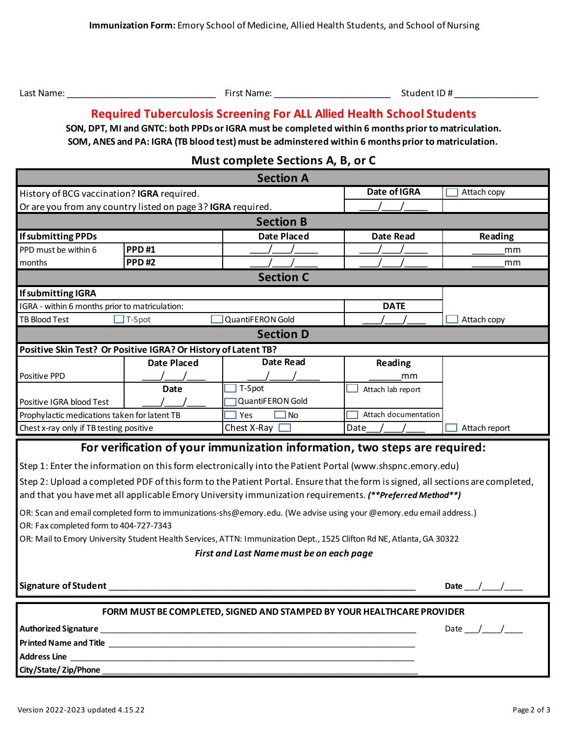**Immunization Form:** Emory School of Medicine, Allied Health Students, and School of Nursing

Last Name: ______________________________ First Name: _______________________ Student ID # ________________

## Required Tuberculosis Screening For ALL Allied Health School Students

**SON, DPT, MI and GNTC: both PPDs or IGRA must be completed within 6 months prior to matriculation.**
**SOM, ANES and PA: IGRA (TB blood test) must be adminstered within 6 months prior to matriculation.**

### Must complete Sections A, B, or C

| **Section A** | | | | |
|---|---|---|---|---|
| History of BCG vaccination? **IGRA** required. Or are you from any country listed on page 3? **IGRA** required. | | | **Date of IGRA** ___/___/_____ | ☐ Attach copy |
| **Section B** | | | | |
| **If submitting PPDs** | | **Date Placed** | **Date Read** | **Reading** |
| PPD must be within 6 months | **PPD #1** | ___/___/_____ | ___/___/_____ | ______mm |
| | **PPD #2** | ___/___/_____ | ___/___/_____ | ______mm |
| **Section C** | | | | |
| **If submitting IGRA** | | | | |
| IGRA - within 6 months prior to matriculation: | | | **DATE** | |
| TB Blood Test | ☐ T-Spot | ☐ QuantiFERON Gold | ___/___/____ | ☐ Attach copy |
| **Section D** | | | | |
| **Positive Skin Test? Or Positive IGRA? Or History of Latent TB?** | | | | |
| Positive PPD | **Date Placed** ___/___/____ | **Date Read** ___/___/_____ | **Reading** ______mm | |
| Positive IGRA blood Test | **Date** ___/___/____ | ☐ T-Spot ☐ QuantiFERON Gold | ☐ Attach lab report | |
| Prophylactic medications taken for latent TB | | ☐ Yes ☐ No | ☐ Attach documentation | |
| Chest x-ray only if TB testing positive | | Chest X-Ray ☐ | Date___/___/____ | ☐ Attach report |

### For verification of your immunization information, two steps are required:

Step 1: Enter the information on this form electronically into the Patient Portal (www.shspnc.emory.edu)

Step 2: Upload a completed PDF of this form to the Patient Portal. Ensure that the form is signed, all sections are completed, and that you have met all applicable Emory University immunization requirements. ***(**Preferred Method**)***

OR: Scan and email completed form to immunizations-shs@emory.edu. (We advise using your @emory.edu email address.)
OR: Fax completed form to 404-727-7343
OR: Mail to Emory University Student Health Services, ATTN: Immunization Dept., 1525 Clifton Rd NE, Atlanta, GA 30322

***First and Last Name must be on each page***

**Signature of Student** ______________________________________________ **Date** ___/____/____

**FORM MUST BE COMPLETED, SIGNED AND STAMPED BY YOUR HEALTHCARE PROVIDER**

**Authorized Signature** ______________________________________________ Date ___/____/____

**Printed Name and Title** ______________________________________________

**Address Line** ______________________________________________

**City/State/ Zip/Phone** ______________________________________________

Version 2022-2023 updated 4.15.22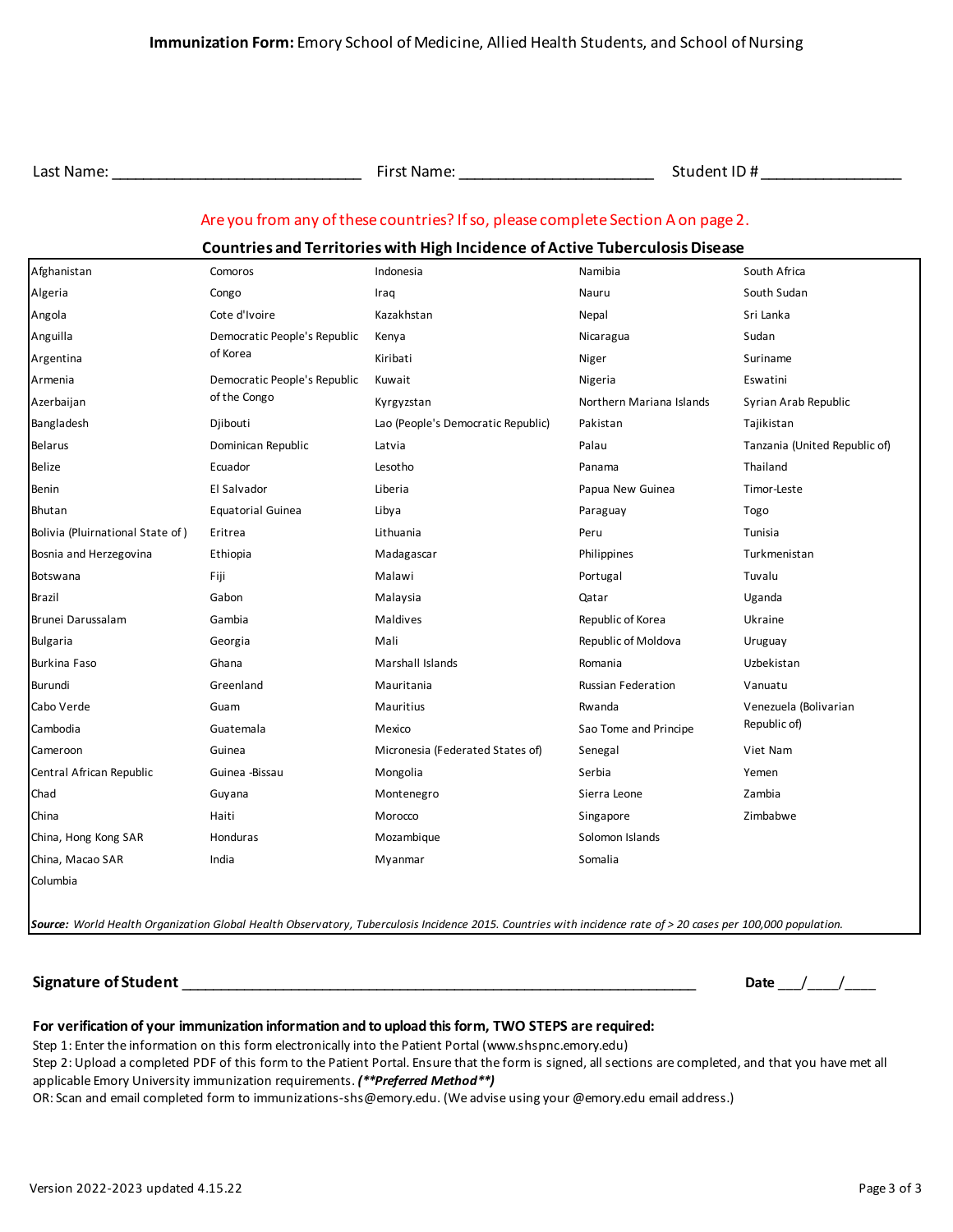**Immunization Form:** Emory School of Medicine, Allied Health Students, and School of Nursing

Last Name: ______________________________ First Name: _______________________ Student ID # ________________

Are you from any of these countries? If so, please complete Section A on page 2.

**Countries and Territories with High Incidence of Active Tuberculosis Disease**

| | | | | |
|---|---|---|---|---|
| Afghanistan | Comoros | Indonesia | Namibia | South Africa |
| Algeria | Congo | Iraq | Nauru | South Sudan |
| Angola | Cote d'Ivoire | Kazakhstan | Nepal | Sri Lanka |
| Anguilla | Democratic People's Republic of Korea | Kenya | Nicaragua | Sudan |
| Argentina | | Kiribati | Niger | Suriname |
| Armenia | Democratic People's Republic of the Congo | Kuwait | Nigeria | Eswatini |
| Azerbaijan | | Kyrgyzstan | Northern Mariana Islands | Syrian Arab Republic |
| Bangladesh | Djibouti | Lao (People's Democratic Republic) | Pakistan | Tajikistan |
| Belarus | Dominican Republic | Latvia | Palau | Tanzania (United Republic of) |
| Belize | Ecuador | Lesotho | Panama | Thailand |
| Benin | El Salvador | Liberia | Papua New Guinea | Timor-Leste |
| Bhutan | Equatorial Guinea | Libya | Paraguay | Togo |
| Bolivia (Pluirnational State of ) | Eritrea | Lithuania | Peru | Tunisia |
| Bosnia and Herzegovina | Ethiopia | Madagascar | Philippines | Turkmenistan |
| Botswana | Fiji | Malawi | Portugal | Tuvalu |
| Brazil | Gabon | Malaysia | Qatar | Uganda |
| Brunei Darussalam | Gambia | Maldives | Republic of Korea | Ukraine |
| Bulgaria | Georgia | Mali | Republic of Moldova | Uruguay |
| Burkina Faso | Ghana | Marshall Islands | Romania | Uzbekistan |
| Burundi | Greenland | Mauritania | Russian Federation | Vanuatu |
| Cabo Verde | Guam | Mauritius | Rwanda | Venezuela (Bolivarian Republic of) |
| Cambodia | Guatemala | Mexico | Sao Tome and Principe | |
| Cameroon | Guinea | Micronesia (Federated States of) | Senegal | Viet Nam |
| Central African Republic | Guinea -Bissau | Mongolia | Serbia | Yemen |
| Chad | Guyana | Montenegro | Sierra Leone | Zambia |
| China | Haiti | Morocco | Singapore | Zimbabwe |
| China, Hong Kong SAR | Honduras | Mozambique | Solomon Islands | |
| China, Macao SAR | India | Myanmar | Somalia | |
| Columbia | | | | |

***Source:*** *World Health Organization Global Health Observatory, Tuberculosis Incidence 2015. Countries with incidence rate of > 20 cases per 100,000 population.*

**Signature of Student** _______________________________________________________________ **Date** ___/____/____

**For verification of your immunization information and to upload this form, TWO STEPS are required:**

Step 1: Enter the information on this form electronically into the Patient Portal (www.shspnc.emory.edu)

Step 2: Upload a completed PDF of this form to the Patient Portal. Ensure that the form is signed, all sections are completed, and that you have met all applicable Emory University immunization requirements. ***(**Preferred Method**)***

OR: Scan and email completed form to immunizations-shs@emory.edu. (We advise using your @emory.edu email address.)

Version 2022-2023 updated 4.15.22